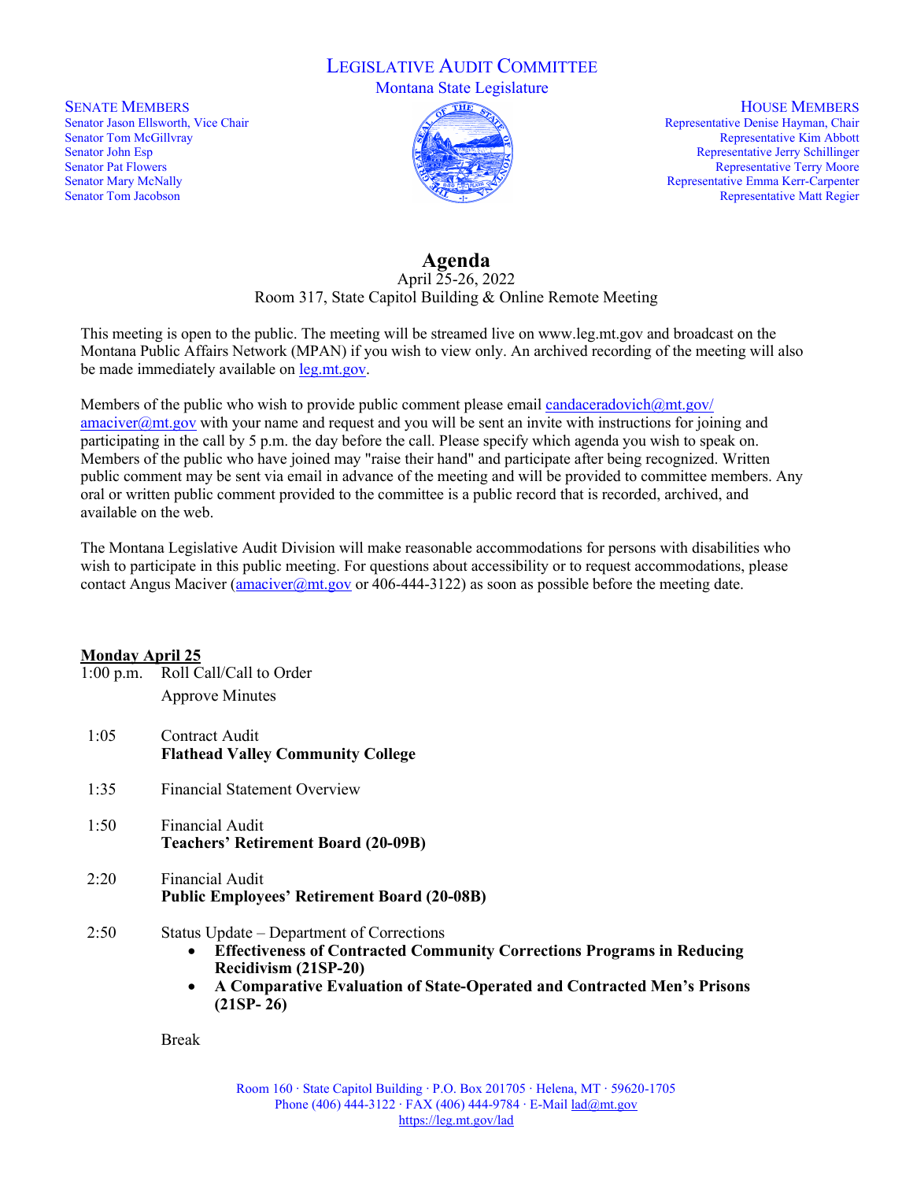# LEGISLATIVE AUDIT COMMITTEE

Montana State Legislature

**SENATE MEMBERS**

Senator Jason Ellsworth, Vice Chair
Senator Tom McGillvray
Senator John Esp
Senator Pat Flowers
Senator Mary McNally
Senator Tom Jacobson

**HOUSE MEMBERS**

Representative Denise Hayman, Chair
Representative Kim Abbott
Representative Jerry Schillinger
Representative Terry Moore
Representative Emma Kerr-Carpenter
Representative Matt Regier

## Agenda

April 25-26, 2022
Room 317, State Capitol Building & Online Remote Meeting

This meeting is open to the public. The meeting will be streamed live on www.leg.mt.gov and broadcast on the Montana Public Affairs Network (MPAN) if you wish to view only. An archived recording of the meeting will also be made immediately available on leg.mt.gov.

Members of the public who wish to provide public comment please email candaceradovich@mt.gov/ amaciver@mt.gov with your name and request and you will be sent an invite with instructions for joining and participating in the call by 5 p.m. the day before the call. Please specify which agenda you wish to speak on. Members of the public who have joined may "raise their hand" and participate after being recognized. Written public comment may be sent via email in advance of the meeting and will be provided to committee members. Any oral or written public comment provided to the committee is a public record that is recorded, archived, and available on the web.

The Montana Legislative Audit Division will make reasonable accommodations for persons with disabilities who wish to participate in this public meeting. For questions about accessibility or to request accommodations, please contact Angus Maciver (amaciver@mt.gov or 406-444-3122) as soon as possible before the meeting date.

**Monday April 25**

1:00 p.m. Roll Call/Call to Order
Approve Minutes

1:05 Contract Audit
**Flathead Valley Community College**

1:35 Financial Statement Overview

1:50 Financial Audit
**Teachers' Retirement Board (20-09B)**

2:20 Financial Audit
**Public Employees' Retirement Board (20-08B)**

2:50 Status Update – Department of Corrections
- **Effectiveness of Contracted Community Corrections Programs in Reducing Recidivism (21SP-20)**
- **A Comparative Evaluation of State-Operated and Contracted Men's Prisons (21SP- 26)**

Break

Room 160 · State Capitol Building · P.O. Box 201705 · Helena, MT · 59620-1705
Phone (406) 444-3122 · FAX (406) 444-9784 · E-Mail lad@mt.gov
https://leg.mt.gov/lad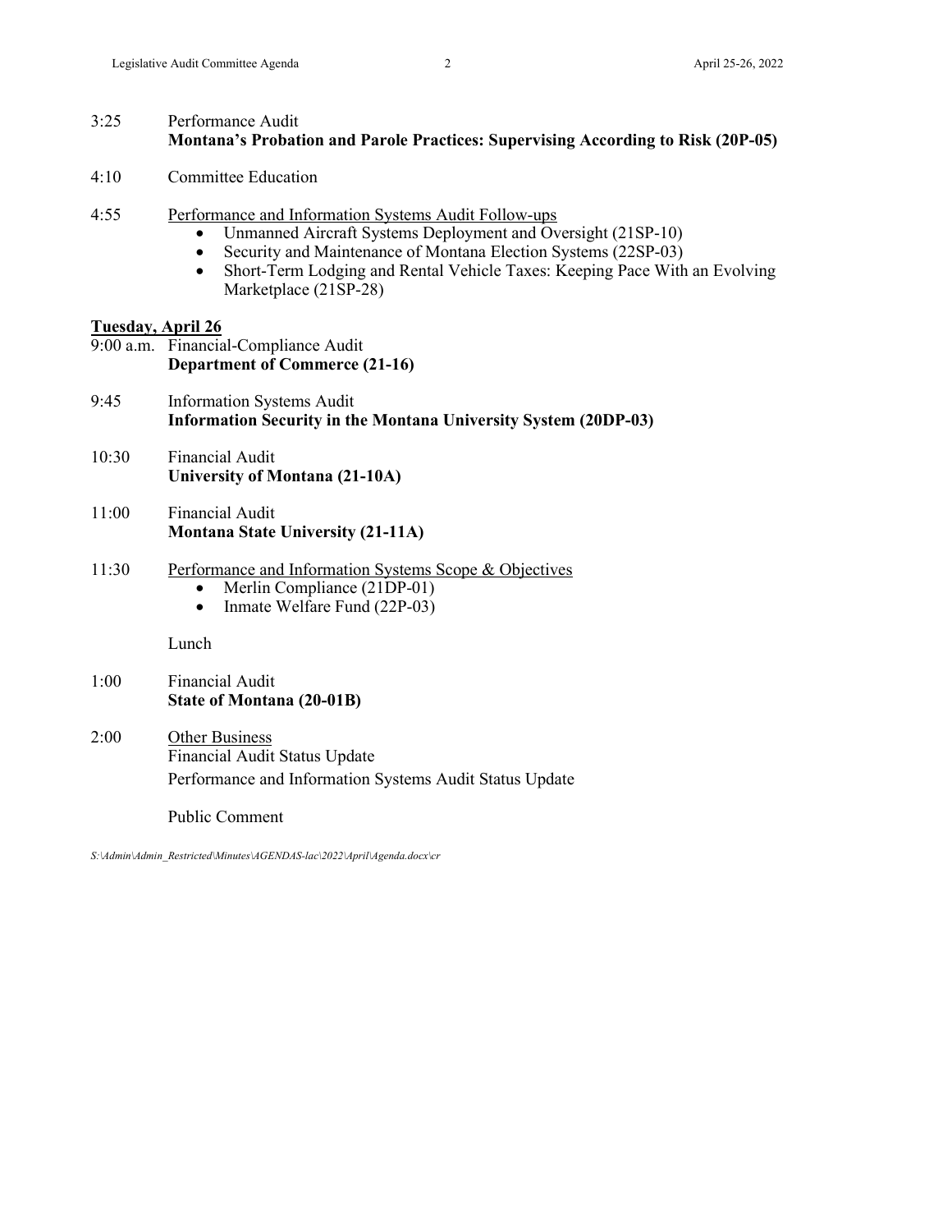3:25 Performance Audit
**Montana's Probation and Parole Practices: Supervising According to Risk (20P-05)**

4:10 Committee Education

4:55 Performance and Information Systems Audit Follow-ups

- Unmanned Aircraft Systems Deployment and Oversight (21SP-10)
- Security and Maintenance of Montana Election Systems (22SP-03)
- Short-Term Lodging and Rental Vehicle Taxes: Keeping Pace With an Evolving Marketplace (21SP-28)

**Tuesday, April 26**

9:00 a.m. Financial-Compliance Audit
**Department of Commerce (21-16)**

9:45 Information Systems Audit
**Information Security in the Montana University System (20DP-03)**

10:30 Financial Audit
**University of Montana (21-10A)**

11:00 Financial Audit
**Montana State University (21-11A)**

11:30 Performance and Information Systems Scope & Objectives

- Merlin Compliance (21DP-01)
- Inmate Welfare Fund (22P-03)

Lunch

1:00 Financial Audit
**State of Montana (20-01B)**

2:00 Other Business
Financial Audit Status Update
Performance and Information Systems Audit Status Update

Public Comment

*S:\Admin\Admin_Restricted\Minutes\AGENDAS-lac\2022\April\Agenda.docx\cr*